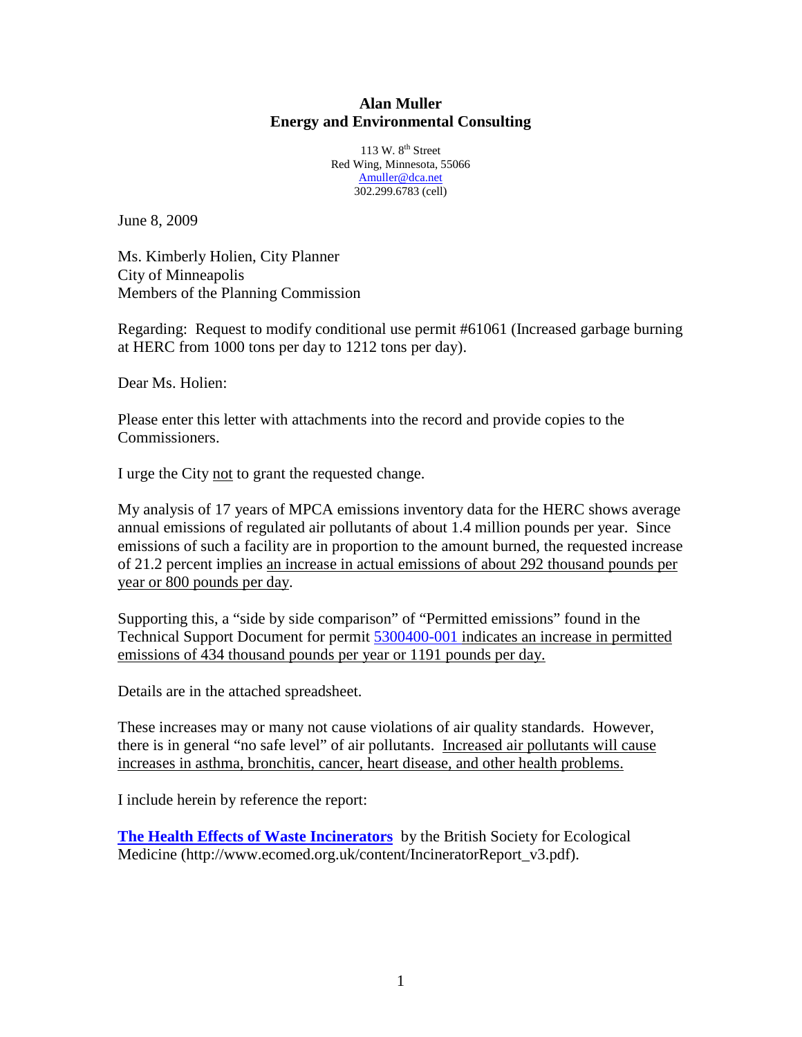**Alan Muller**
**Energy and Environmental Consulting**

113 W. 8th Street
Red Wing, Minnesota, 55066
Amuller@dca.net
302.299.6783 (cell)

June 8, 2009

Ms. Kimberly Holien, City Planner
City of Minneapolis
Members of the Planning Commission

Regarding: Request to modify conditional use permit #61061 (Increased garbage burning at HERC from 1000 tons per day to 1212 tons per day).

Dear Ms. Holien:

Please enter this letter with attachments into the record and provide copies to the Commissioners.

I urge the City not to grant the requested change.

My analysis of 17 years of MPCA emissions inventory data for the HERC shows average annual emissions of regulated air pollutants of about 1.4 million pounds per year. Since emissions of such a facility are in proportion to the amount burned, the requested increase of 21.2 percent implies an increase in actual emissions of about 292 thousand pounds per year or 800 pounds per day.

Supporting this, a "side by side comparison" of "Permitted emissions" found in the Technical Support Document for permit 5300400-001 indicates an increase in permitted emissions of 434 thousand pounds per year or 1191 pounds per day.

Details are in the attached spreadsheet.

These increases may or many not cause violations of air quality standards. However, there is in general "no safe level" of air pollutants. Increased air pollutants will cause increases in asthma, bronchitis, cancer, heart disease, and other health problems.

I include herein by reference the report:

**The Health Effects of Waste Incinerators** by the British Society for Ecological Medicine (http://www.ecomed.org.uk/content/IncineratorReport_v3.pdf).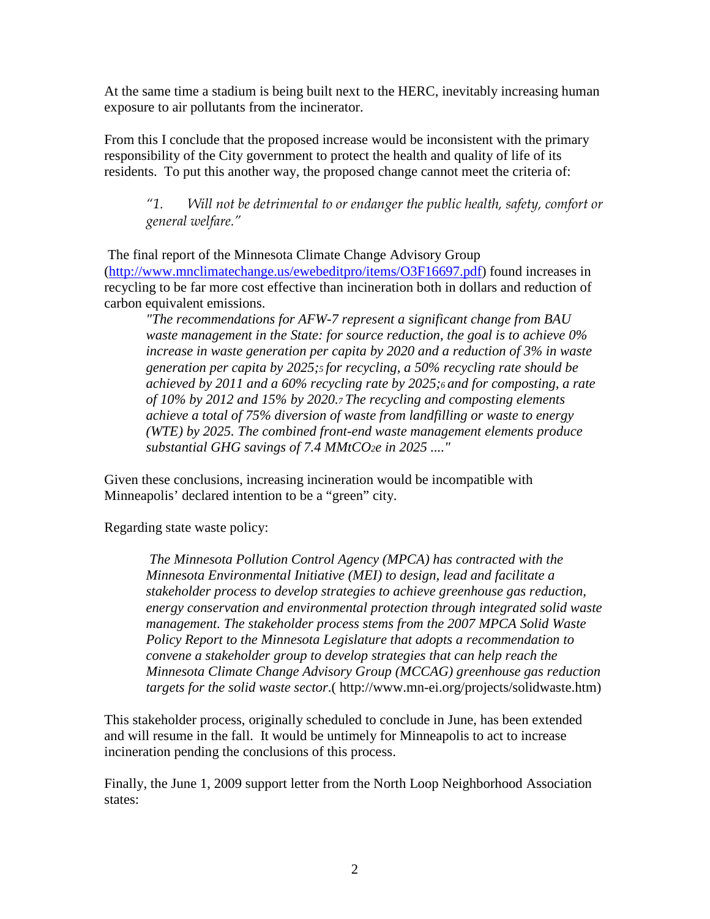At the same time a stadium is being built next to the HERC, inevitably increasing human exposure to air pollutants from the incinerator.

From this I conclude that the proposed increase would be inconsistent with the primary responsibility of the City government to protect the health and quality of life of its residents. To put this another way, the proposed change cannot meet the criteria of:

> *"1. Will not be detrimental to or endanger the public health, safety, comfort or general welfare."*

The final report of the Minnesota Climate Change Advisory Group ([http://www.mnclimatechange.us/ewebeditpro/items/O3F16697.pdf](http://www.mnclimatechange.us/ewebeditpro/items/O3F16697.pdf)) found increases in recycling to be far more cost effective than incineration both in dollars and reduction of carbon equivalent emissions.

> *"The recommendations for AFW-7 represent a significant change from BAU waste management in the State: for source reduction, the goal is to achieve 0% increase in waste generation per capita by 2020 and a reduction of 3% in waste generation per capita by 2025;[5] for recycling, a 50% recycling rate should be achieved by 2011 and a 60% recycling rate by 2025;[6] and for composting, a rate of 10% by 2012 and 15% by 2020.[7] The recycling and composting elements achieve a total of 75% diversion of waste from landfilling or waste to energy (WTE) by 2025. The combined front-end waste management elements produce substantial GHG savings of 7.4 MMtCO$_2$e in 2025 ...."*

Given these conclusions, increasing incineration would be incompatible with Minneapolis' declared intention to be a "green" city.

Regarding state waste policy:

> *The Minnesota Pollution Control Agency (MPCA) has contracted with the Minnesota Environmental Initiative (MEI) to design, lead and facilitate a stakeholder process to develop strategies to achieve greenhouse gas reduction, energy conservation and environmental protection through integrated solid waste management. The stakeholder process stems from the 2007 MPCA Solid Waste Policy Report to the Minnesota Legislature that adopts a recommendation to convene a stakeholder group to develop strategies that can help reach the Minnesota Climate Change Advisory Group (MCCAG) greenhouse gas reduction targets for the solid waste sector.* ( http://www.mn-ei.org/projects/solidwaste.htm)

This stakeholder process, originally scheduled to conclude in June, has been extended and will resume in the fall. It would be untimely for Minneapolis to act to increase incineration pending the conclusions of this process.

Finally, the June 1, 2009 support letter from the North Loop Neighborhood Association states: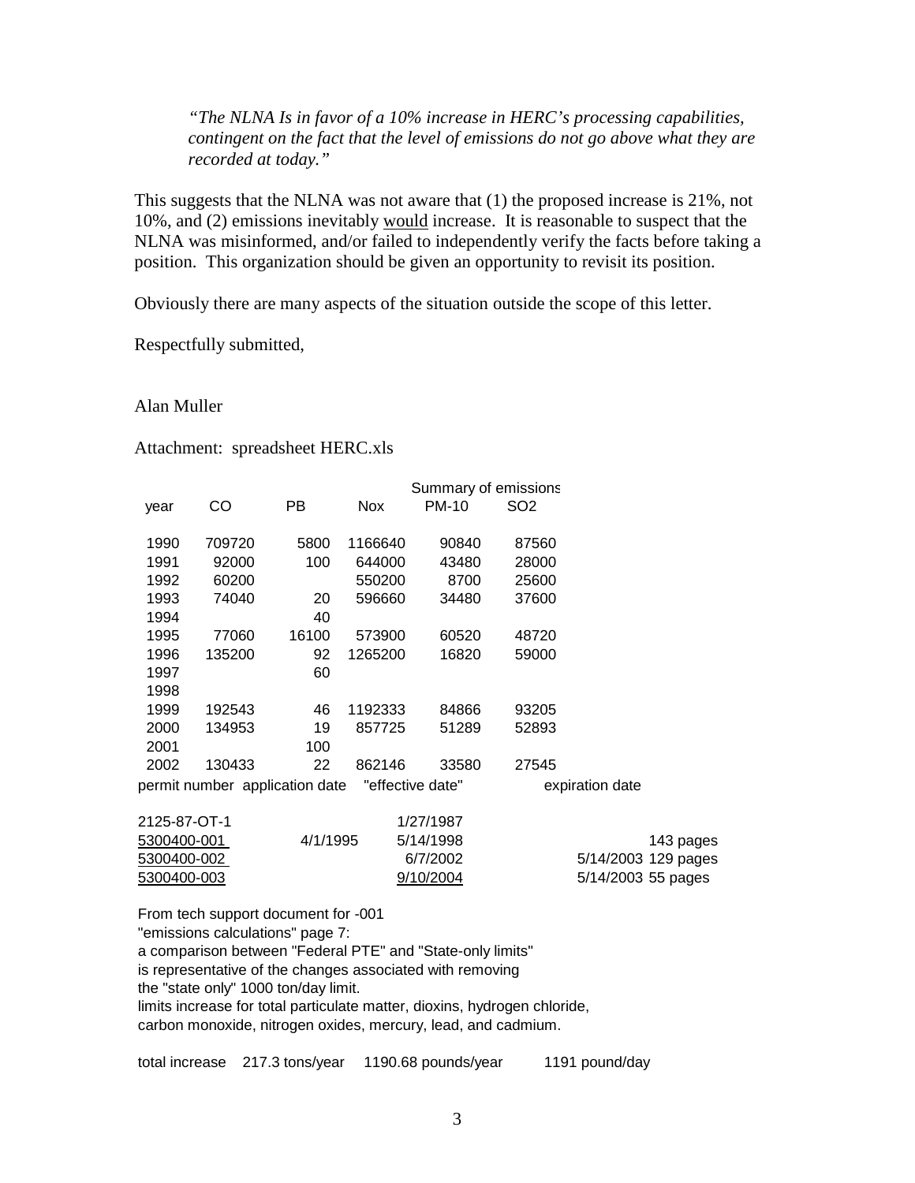*"The NLNA Is in favor of a 10% increase in HERC's processing capabilities, contingent on the fact that the level of emissions do not go above what they are recorded at today."*

This suggests that the NLNA was not aware that (1) the proposed increase is 21%, not 10%, and (2) emissions inevitably <u>would</u> increase. It is reasonable to suspect that the NLNA was misinformed, and/or failed to independently verify the facts before taking a position. This organization should be given an opportunity to revisit its position.

Obviously there are many aspects of the situation outside the scope of this letter.

Respectfully submitted,

Alan Muller

Attachment: spreadsheet HERC.xls

Summary of emissions

| year | CO | PB | Nox | PM-10 | SO2 |
|---|---|---|---|---|---|
| 1990 | 709720 | 5800 | 1166640 | 90840 | 87560 |
| 1991 | 92000 | 100 | 644000 | 43480 | 28000 |
| 1992 | 60200 | | 550200 | 8700 | 25600 |
| 1993 | 74040 | 20 | 596660 | 34480 | 37600 |
| 1994 | | 40 | | | |
| 1995 | 77060 | 16100 | 573900 | 60520 | 48720 |
| 1996 | 135200 | 92 | 1265200 | 16820 | 59000 |
| 1997 | | 60 | | | |
| 1998 | | | | | |
| 1999 | 192543 | 46 | 1192333 | 84866 | 93205 |
| 2000 | 134953 | 19 | 857725 | 51289 | 52893 |
| 2001 | | 100 | | | |
| 2002 | 130433 | 22 | 862146 | 33580 | 27545 |

| permit number | application date | "effective date" | expiration date | |
|---|---|---|---|---|
| 2125-87-OT-1 | | 1/27/1987 | | |
| <u>5300400-001</u> | 4/1/1995 | 5/14/1998 | | 143 pages |
| <u>5300400-002</u> | | 6/7/2002 | 5/14/2003 | 129 pages |
| <u>5300400-003</u> | | <u>9/10/2004</u> | 5/14/2003 | 55 pages |

From tech support document for -001
"emissions calculations" page 7:
a comparison between "Federal PTE" and "State-only limits"
is representative of the changes associated with removing
the "state only" 1000 ton/day limit.
limits increase for total particulate matter, dioxins, hydrogen chloride,
carbon monoxide, nitrogen oxides, mercury, lead, and cadmium.

total increase 217.3 tons/year 1190.68 pounds/year 1191 pound/day